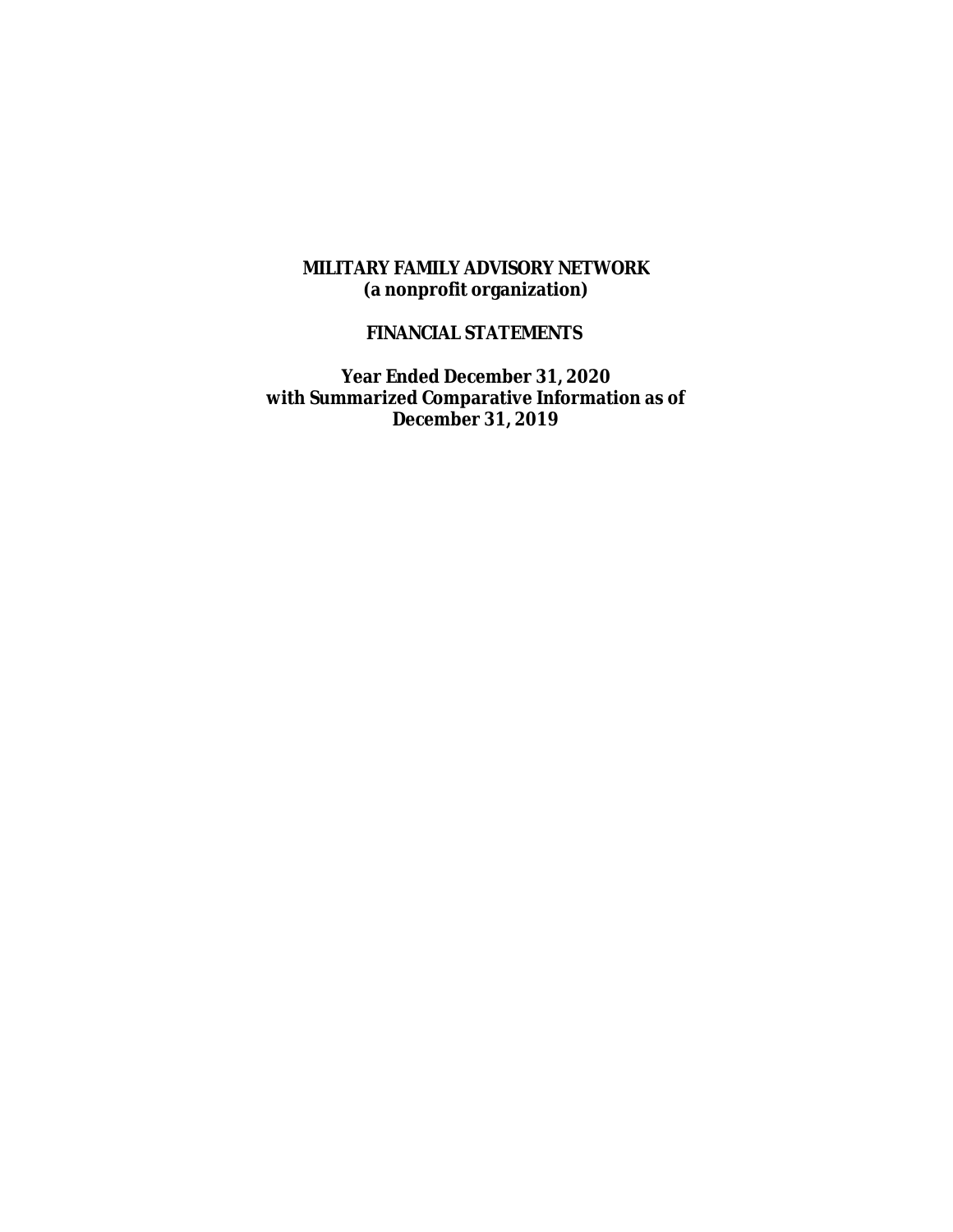# MILITARY FAMILY ADVISORY NETWORK
**(a nonprofit organization)**

## FINANCIAL STATEMENTS

**Year Ended December 31, 2020**
**with Summarized Comparative Information as of**
**December 31, 2019**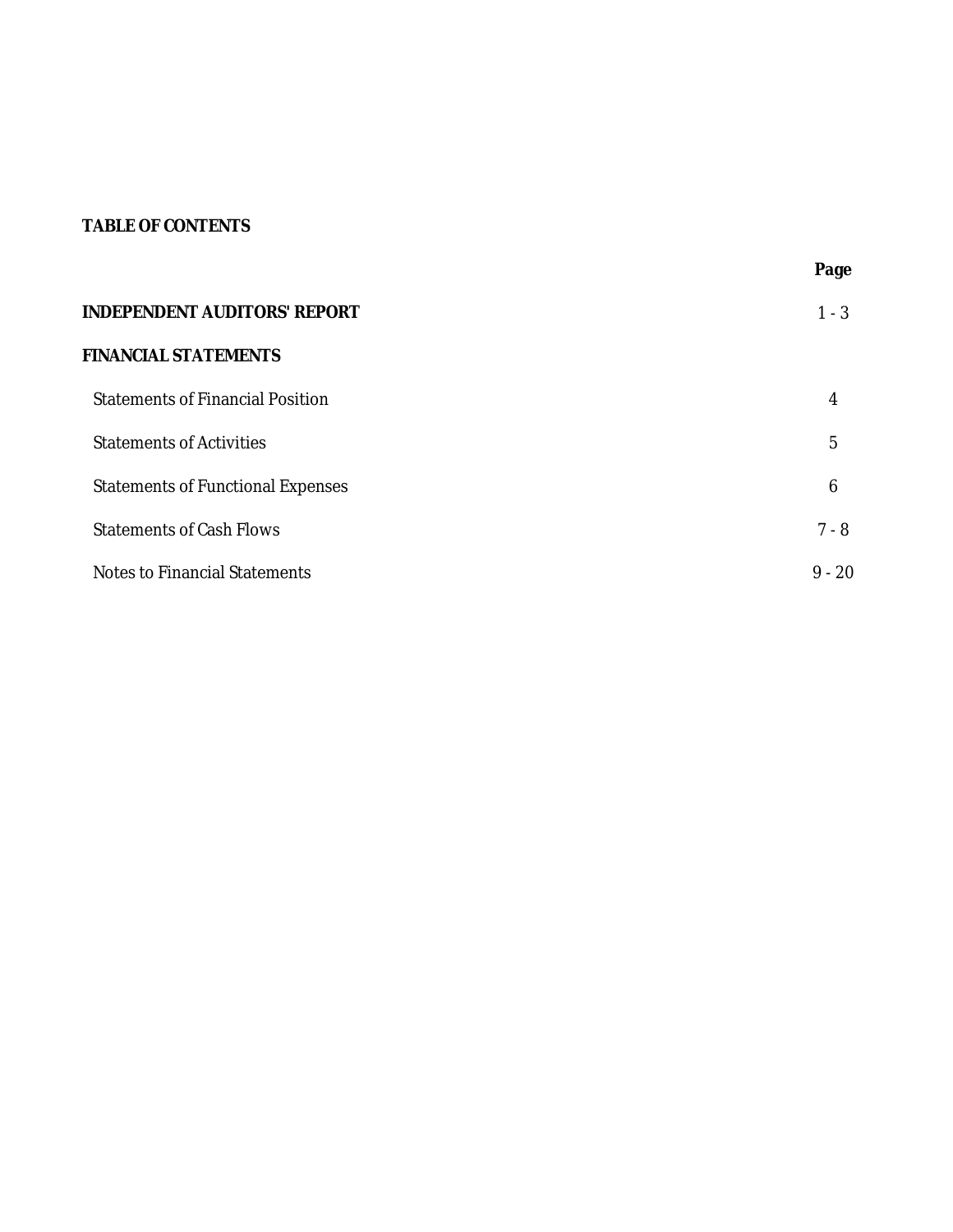## TABLE OF CONTENTS

| | Page |
|---|---|
| **INDEPENDENT AUDITORS' REPORT** | 1 - 3 |
| **FINANCIAL STATEMENTS** | |
| Statements of Financial Position | 4 |
| Statements of Activities | 5 |
| Statements of Functional Expenses | 6 |
| Statements of Cash Flows | 7 - 8 |
| Notes to Financial Statements | 9 - 20 |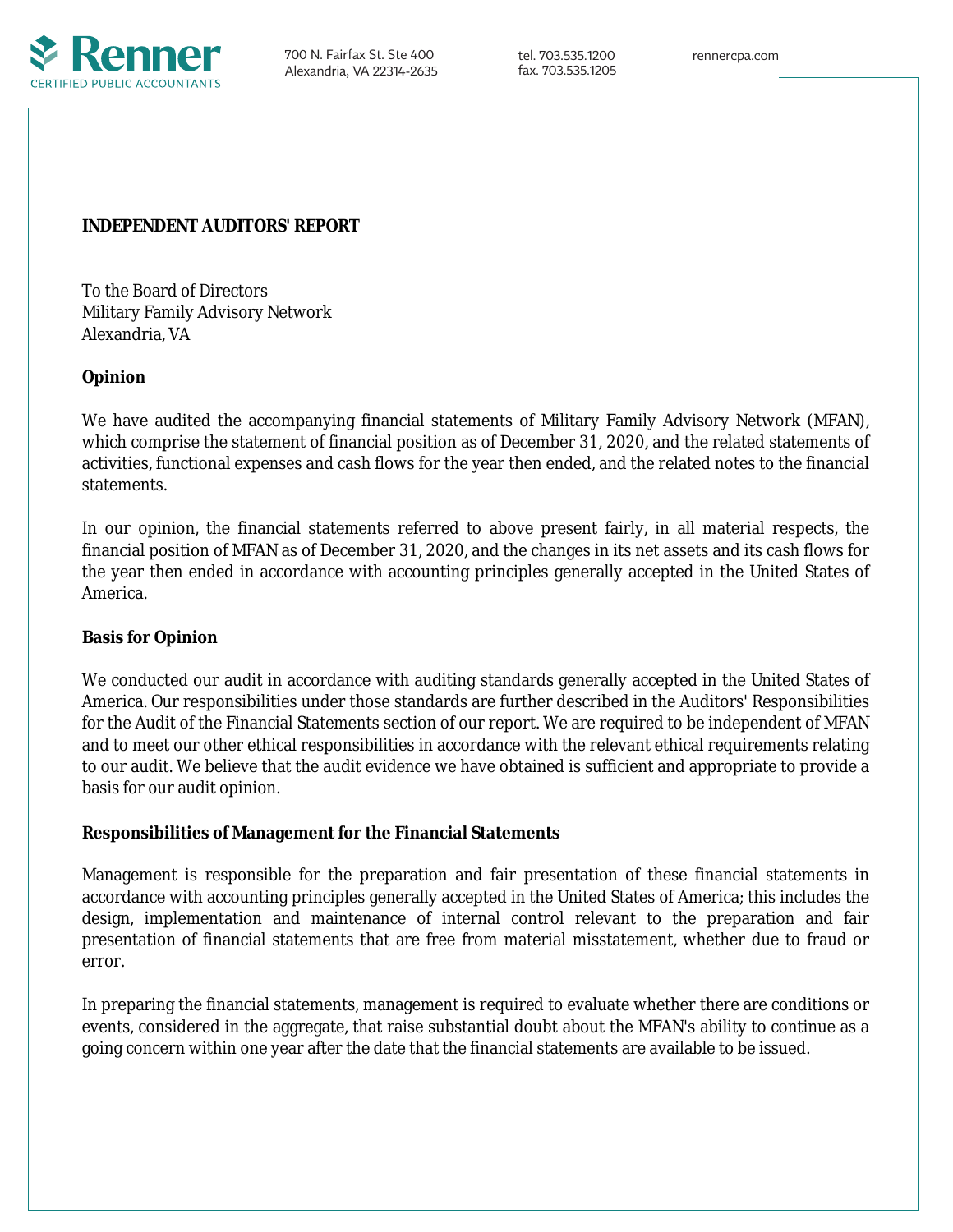# INDEPENDENT AUDITORS' REPORT

To the Board of Directors
Military Family Advisory Network
Alexandria, VA

## Opinion

We have audited the accompanying financial statements of Military Family Advisory Network (MFAN), which comprise the statement of financial position as of December 31, 2020, and the related statements of activities, functional expenses and cash flows for the year then ended, and the related notes to the financial statements.

In our opinion, the financial statements referred to above present fairly, in all material respects, the financial position of MFAN as of December 31, 2020, and the changes in its net assets and its cash flows for the year then ended in accordance with accounting principles generally accepted in the United States of America.

## Basis for Opinion

We conducted our audit in accordance with auditing standards generally accepted in the United States of America. Our responsibilities under those standards are further described in the Auditors' Responsibilities for the Audit of the Financial Statements section of our report. We are required to be independent of MFAN and to meet our other ethical responsibilities in accordance with the relevant ethical requirements relating to our audit. We believe that the audit evidence we have obtained is sufficient and appropriate to provide a basis for our audit opinion.

## Responsibilities of Management for the Financial Statements

Management is responsible for the preparation and fair presentation of these financial statements in accordance with accounting principles generally accepted in the United States of America; this includes the design, implementation and maintenance of internal control relevant to the preparation and fair presentation of financial statements that are free from material misstatement, whether due to fraud or error.

In preparing the financial statements, management is required to evaluate whether there are conditions or events, considered in the aggregate, that raise substantial doubt about the MFAN's ability to continue as a going concern within one year after the date that the financial statements are available to be issued.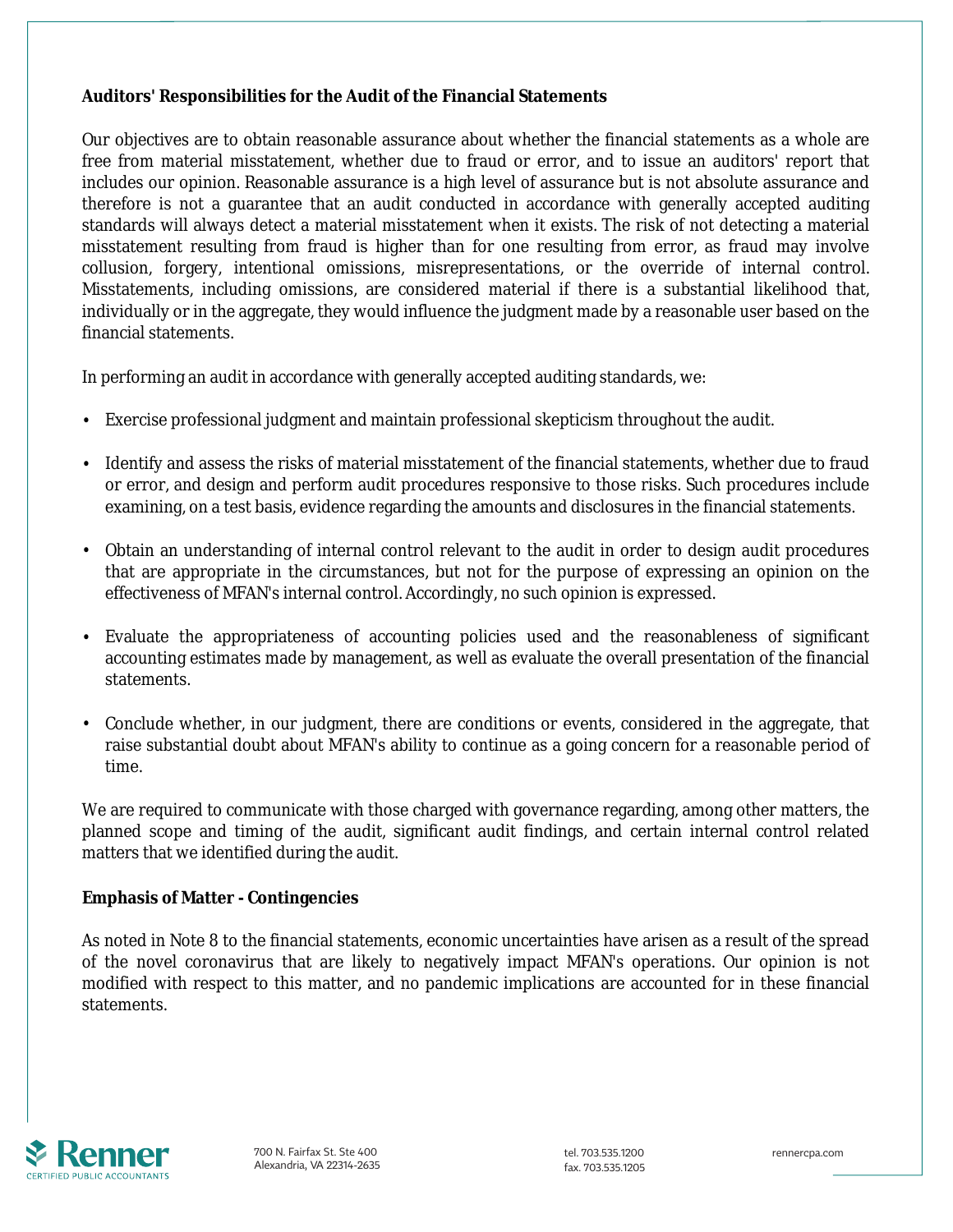**Auditors' Responsibilities for the Audit of the Financial Statements**

Our objectives are to obtain reasonable assurance about whether the financial statements as a whole are free from material misstatement, whether due to fraud or error, and to issue an auditors' report that includes our opinion. Reasonable assurance is a high level of assurance but is not absolute assurance and therefore is not a guarantee that an audit conducted in accordance with generally accepted auditing standards will always detect a material misstatement when it exists. The risk of not detecting a material misstatement resulting from fraud is higher than for one resulting from error, as fraud may involve collusion, forgery, intentional omissions, misrepresentations, or the override of internal control. Misstatements, including omissions, are considered material if there is a substantial likelihood that, individually or in the aggregate, they would influence the judgment made by a reasonable user based on the financial statements.

In performing an audit in accordance with generally accepted auditing standards, we:

- Exercise professional judgment and maintain professional skepticism throughout the audit.
- Identify and assess the risks of material misstatement of the financial statements, whether due to fraud or error, and design and perform audit procedures responsive to those risks. Such procedures include examining, on a test basis, evidence regarding the amounts and disclosures in the financial statements.
- Obtain an understanding of internal control relevant to the audit in order to design audit procedures that are appropriate in the circumstances, but not for the purpose of expressing an opinion on the effectiveness of MFAN's internal control. Accordingly, no such opinion is expressed.
- Evaluate the appropriateness of accounting policies used and the reasonableness of significant accounting estimates made by management, as well as evaluate the overall presentation of the financial statements.
- Conclude whether, in our judgment, there are conditions or events, considered in the aggregate, that raise substantial doubt about MFAN's ability to continue as a going concern for a reasonable period of time.

We are required to communicate with those charged with governance regarding, among other matters, the planned scope and timing of the audit, significant audit findings, and certain internal control related matters that we identified during the audit.

**Emphasis of Matter - Contingencies**

As noted in Note 8 to the financial statements, economic uncertainties have arisen as a result of the spread of the novel coronavirus that are likely to negatively impact MFAN's operations. Our opinion is not modified with respect to this matter, and no pandemic implications are accounted for in these financial statements.

Renner
CERTIFIED PUBLIC ACCOUNTANTS

700 N. Fairfax St. Ste 400
Alexandria, VA 22314-2635

tel. 703.535.1200
fax. 703.535.1205

rennercpa.com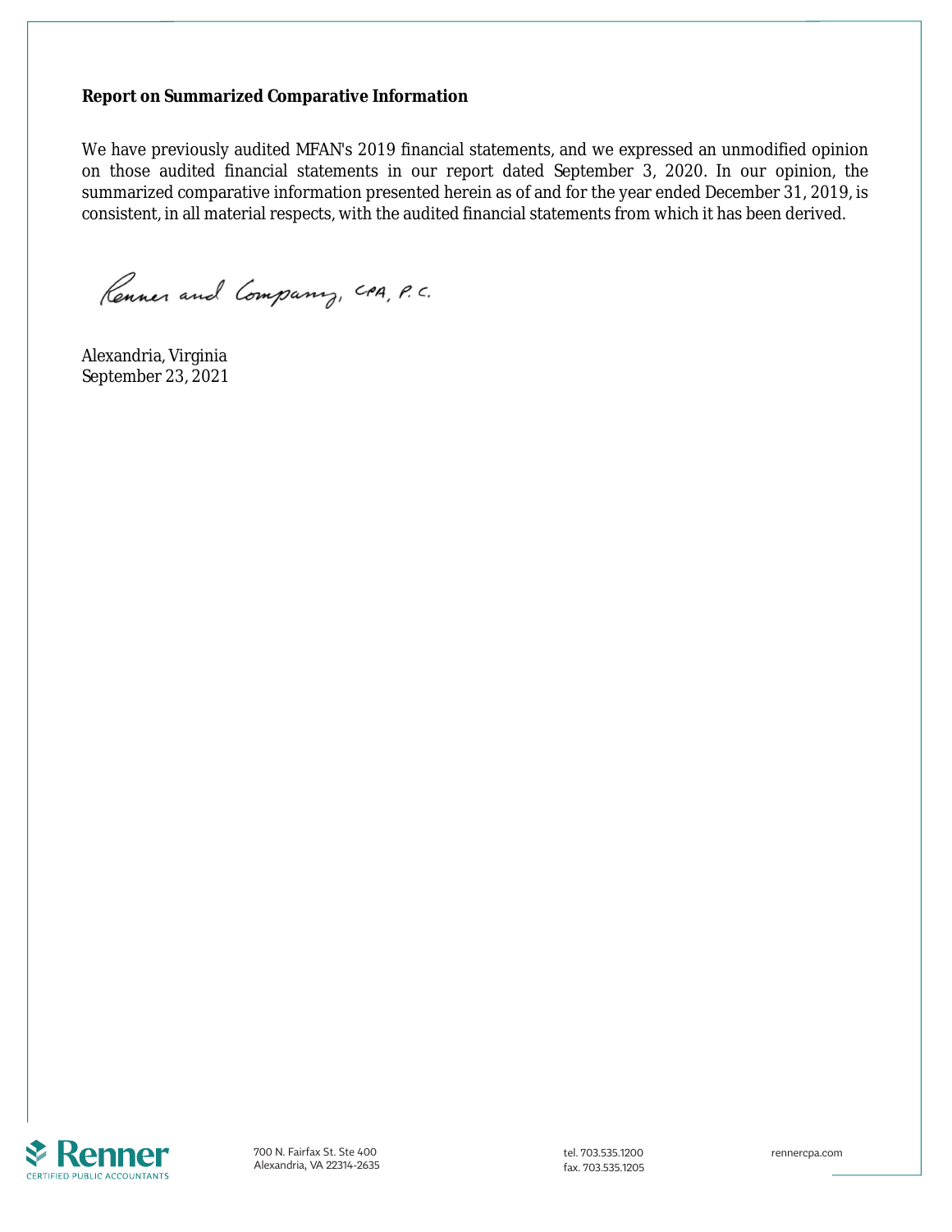**Report on Summarized Comparative Information**

We have previously audited MFAN's 2019 financial statements, and we expressed an unmodified opinion on those audited financial statements in our report dated September 3, 2020. In our opinion, the summarized comparative information presented herein as of and for the year ended December 31, 2019, is consistent, in all material respects, with the audited financial statements from which it has been derived.

Renner and Company, CPA, P.C.

Alexandria, Virginia
September 23, 2021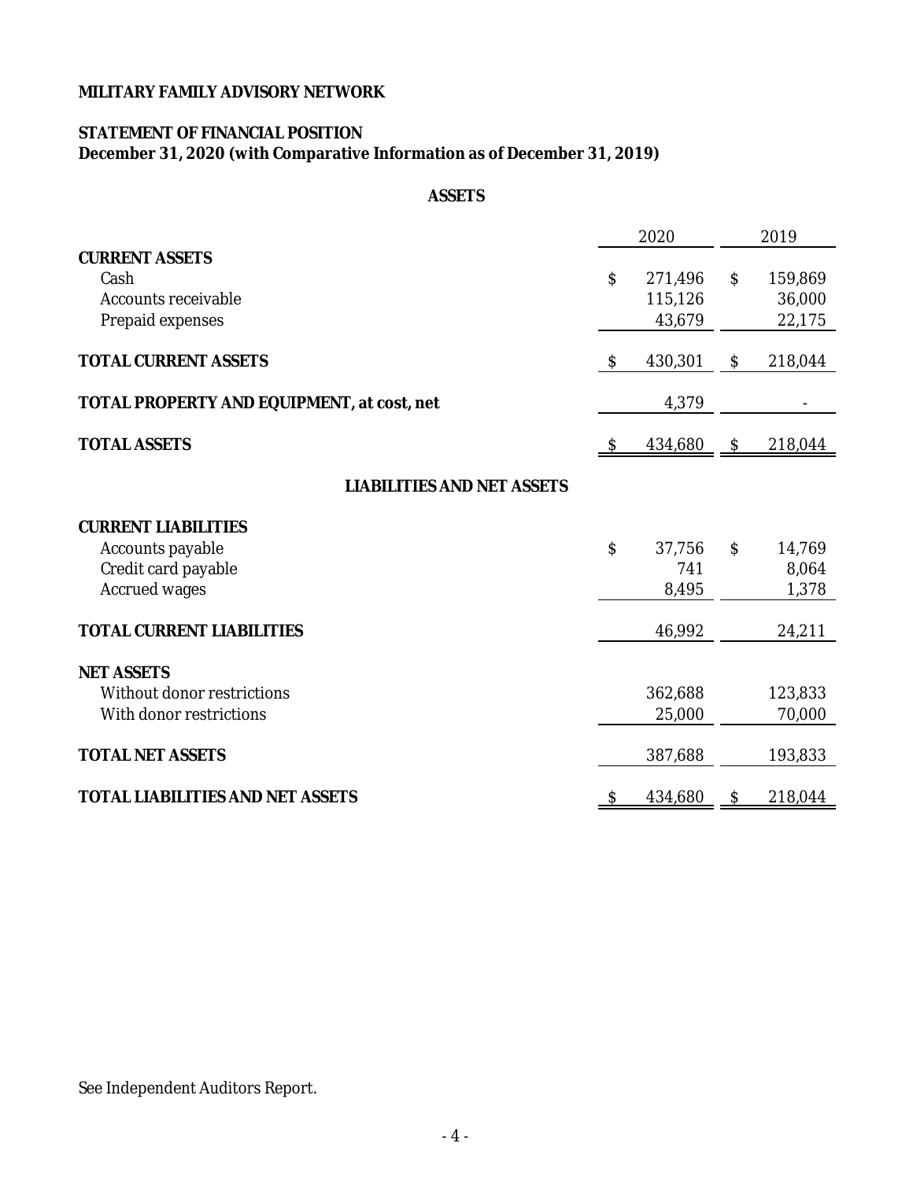**MILITARY FAMILY ADVISORY NETWORK**

**STATEMENT OF FINANCIAL POSITION**
**December 31, 2020 (with Comparative Information as of December 31, 2019)**

**ASSETS**

| | 2020 | 2019 |
|---|---|---|
| **CURRENT ASSETS** | | |
| Cash | $ 271,496 | $ 159,869 |
| Accounts receivable | 115,126 | 36,000 |
| Prepaid expenses | 43,679 | 22,175 |
| **TOTAL CURRENT ASSETS** | $ 430,301 | $ 218,044 |
| **TOTAL PROPERTY AND EQUIPMENT, at cost, net** | 4,379 | - |
| **TOTAL ASSETS** | $ 434,680 | $ 218,044 |

**LIABILITIES AND NET ASSETS**

| | 2020 | 2019 |
|---|---|---|
| **CURRENT LIABILITIES** | | |
| Accounts payable | $ 37,756 | $ 14,769 |
| Credit card payable | 741 | 8,064 |
| Accrued wages | 8,495 | 1,378 |
| **TOTAL CURRENT LIABILITIES** | 46,992 | 24,211 |
| **NET ASSETS** | | |
| Without donor restrictions | 362,688 | 123,833 |
| With donor restrictions | 25,000 | 70,000 |
| **TOTAL NET ASSETS** | 387,688 | 193,833 |
| **TOTAL LIABILITIES AND NET ASSETS** | $ 434,680 | $ 218,044 |

See Independent Auditors Report.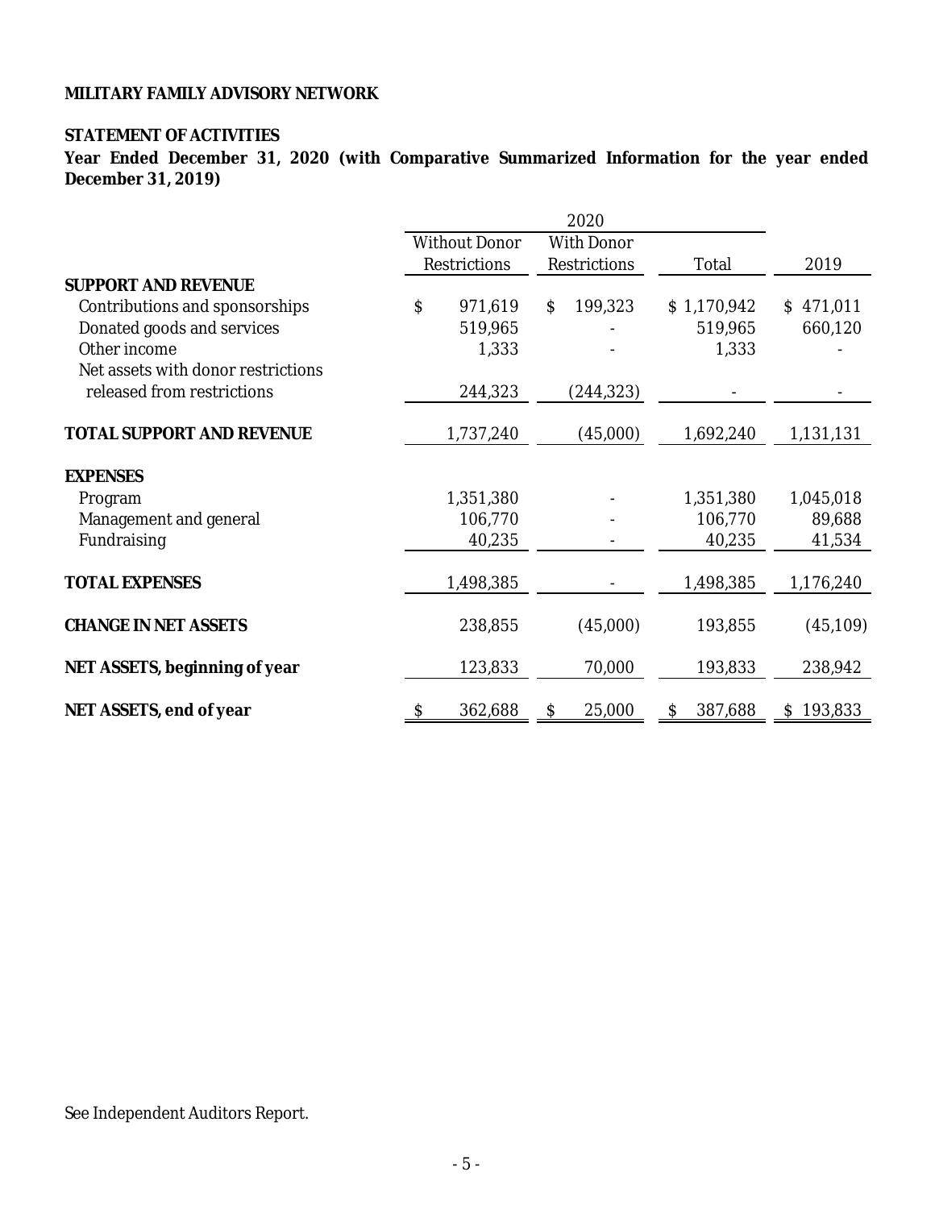**MILITARY FAMILY ADVISORY NETWORK**

**STATEMENT OF ACTIVITIES**
**Year Ended December 31, 2020 (with Comparative Summarized Information for the year ended December 31, 2019)**

| | 2020 | | | |
|---|---|---|---|---|
| | Without Donor Restrictions | With Donor Restrictions | Total | 2019 |
| **SUPPORT AND REVENUE** | | | | |
| Contributions and sponsorships | $ 971,619 | $ 199,323 | $ 1,170,942 | $ 471,011 |
| Donated goods and services | 519,965 | - | 519,965 | 660,120 |
| Other income | 1,333 | - | 1,333 | - |
| Net assets with donor restrictions released from restrictions | 244,323 | (244,323) | - | - |
| **TOTAL SUPPORT AND REVENUE** | 1,737,240 | (45,000) | 1,692,240 | 1,131,131 |
| **EXPENSES** | | | | |
| Program | 1,351,380 | - | 1,351,380 | 1,045,018 |
| Management and general | 106,770 | - | 106,770 | 89,688 |
| Fundraising | 40,235 | - | 40,235 | 41,534 |
| **TOTAL EXPENSES** | 1,498,385 | - | 1,498,385 | 1,176,240 |
| **CHANGE IN NET ASSETS** | 238,855 | (45,000) | 193,855 | (45,109) |
| **NET ASSETS, beginning of year** | 123,833 | 70,000 | 193,833 | 238,942 |
| **NET ASSETS, end of year** | $ 362,688 | $ 25,000 | $ 387,688 | $ 193,833 |

See Independent Auditors Report.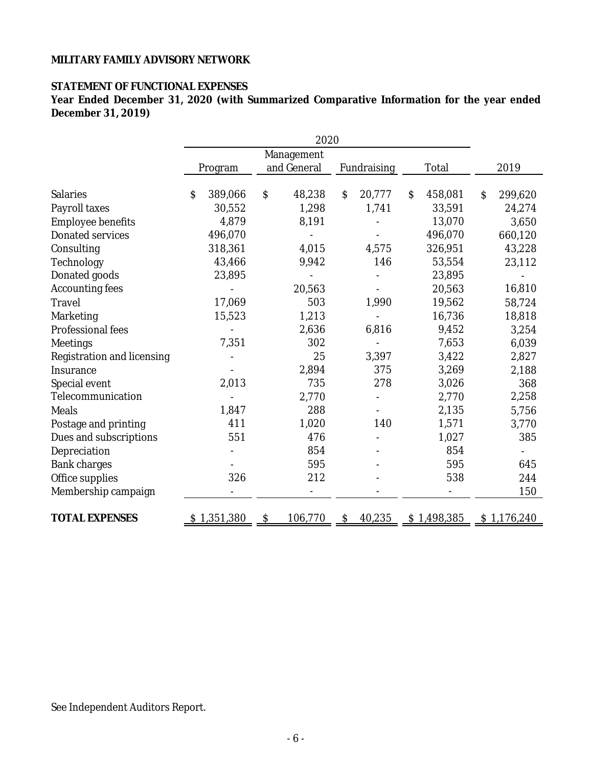**MILITARY FAMILY ADVISORY NETWORK**

**STATEMENT OF FUNCTIONAL EXPENSES**

**Year Ended December 31, 2020 (with Summarized Comparative Information for the year ended December 31, 2019)**

| | 2020 | | | | |
|---|---|---|---|---|---|
| | Program | Management and General | Fundraising | Total | 2019 |
| Salaries | $ 389,066 | $ 48,238 | $ 20,777 | $ 458,081 | $ 299,620 |
| Payroll taxes | 30,552 | 1,298 | 1,741 | 33,591 | 24,274 |
| Employee benefits | 4,879 | 8,191 | - | 13,070 | 3,650 |
| Donated services | 496,070 | - | - | 496,070 | 660,120 |
| Consulting | 318,361 | 4,015 | 4,575 | 326,951 | 43,228 |
| Technology | 43,466 | 9,942 | 146 | 53,554 | 23,112 |
| Donated goods | 23,895 | - | - | 23,895 | - |
| Accounting fees | - | 20,563 | - | 20,563 | 16,810 |
| Travel | 17,069 | 503 | 1,990 | 19,562 | 58,724 |
| Marketing | 15,523 | 1,213 | - | 16,736 | 18,818 |
| Professional fees | - | 2,636 | 6,816 | 9,452 | 3,254 |
| Meetings | 7,351 | 302 | - | 7,653 | 6,039 |
| Registration and licensing | - | 25 | 3,397 | 3,422 | 2,827 |
| Insurance | - | 2,894 | 375 | 3,269 | 2,188 |
| Special event | 2,013 | 735 | 278 | 3,026 | 368 |
| Telecommunication | - | 2,770 | - | 2,770 | 2,258 |
| Meals | 1,847 | 288 | - | 2,135 | 5,756 |
| Postage and printing | 411 | 1,020 | 140 | 1,571 | 3,770 |
| Dues and subscriptions | 551 | 476 | - | 1,027 | 385 |
| Depreciation | - | 854 | - | 854 | - |
| Bank charges | - | 595 | - | 595 | 645 |
| Office supplies | 326 | 212 | - | 538 | 244 |
| Membership campaign | - | - | - | - | 150 |
| **TOTAL EXPENSES** | $ 1,351,380 | $ 106,770 | $ 40,235 | $ 1,498,385 | $ 1,176,240 |

See Independent Auditors Report.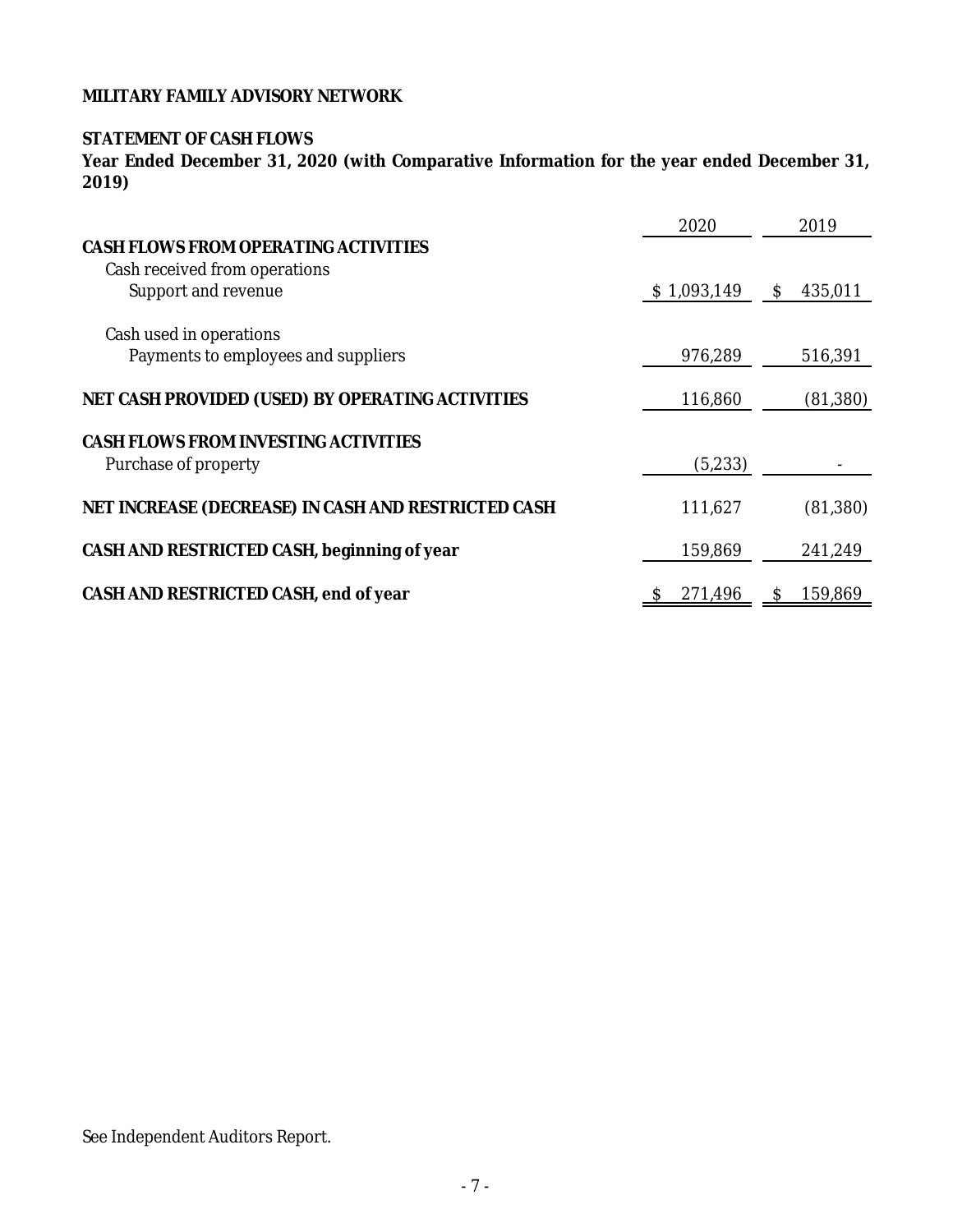**MILITARY FAMILY ADVISORY NETWORK**

**STATEMENT OF CASH FLOWS**
**Year Ended December 31, 2020 (with Comparative Information for the year ended December 31, 2019)**

| | 2020 | 2019 |
|---|---|---|
| **CASH FLOWS FROM OPERATING ACTIVITIES** | | |
| Cash received from operations | | |
| Support and revenue | $ 1,093,149 | $ 435,011 |
| Cash used in operations | | |
| Payments to employees and suppliers | 976,289 | 516,391 |
| **NET CASH PROVIDED (USED) BY OPERATING ACTIVITIES** | 116,860 | (81,380) |
| **CASH FLOWS FROM INVESTING ACTIVITIES** | | |
| Purchase of property | (5,233) | - |
| **NET INCREASE (DECREASE) IN CASH AND RESTRICTED CASH** | 111,627 | (81,380) |
| **CASH AND RESTRICTED CASH, beginning of year** | 159,869 | 241,249 |
| **CASH AND RESTRICTED CASH, end of year** | $ 271,496 | $ 159,869 |

See Independent Auditors Report.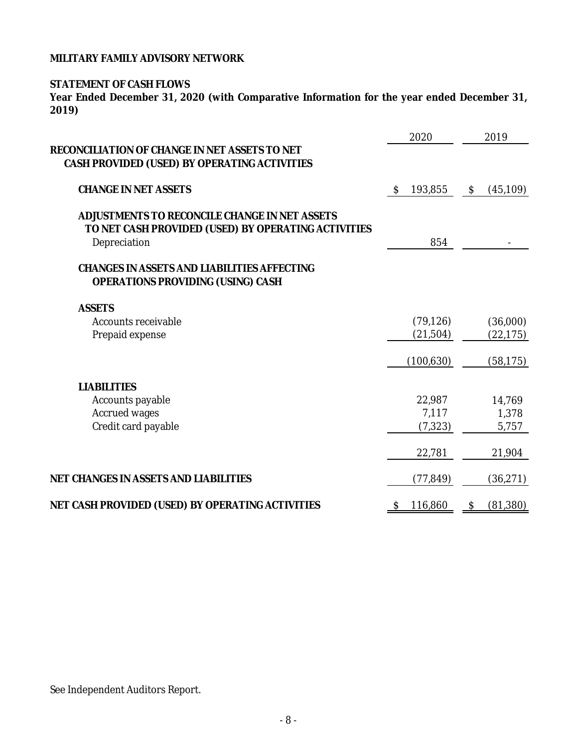**MILITARY FAMILY ADVISORY NETWORK**

**STATEMENT OF CASH FLOWS**
**Year Ended December 31, 2020 (with Comparative Information for the year ended December 31, 2019)**

| | 2020 | 2019 |
|---|---|---|
| **RECONCILIATION OF CHANGE IN NET ASSETS TO NET CASH PROVIDED (USED) BY OPERATING ACTIVITIES** | | |
| **CHANGE IN NET ASSETS** | $ 193,855 | $ (45,109) |
| **ADJUSTMENTS TO RECONCILE CHANGE IN NET ASSETS TO NET CASH PROVIDED (USED) BY OPERATING ACTIVITIES** | | |
| Depreciation | 854 | - |
| **CHANGES IN ASSETS AND LIABILITIES AFFECTING OPERATIONS PROVIDING (USING) CASH** | | |
| **ASSETS** | | |
| Accounts receivable | (79,126) | (36,000) |
| Prepaid expense | (21,504) | (22,175) |
| | (100,630) | (58,175) |
| **LIABILITIES** | | |
| Accounts payable | 22,987 | 14,769 |
| Accrued wages | 7,117 | 1,378 |
| Credit card payable | (7,323) | 5,757 |
| | 22,781 | 21,904 |
| **NET CHANGES IN ASSETS AND LIABILITIES** | (77,849) | (36,271) |
| **NET CASH PROVIDED (USED) BY OPERATING ACTIVITIES** | $ 116,860 | $ (81,380) |

See Independent Auditors Report.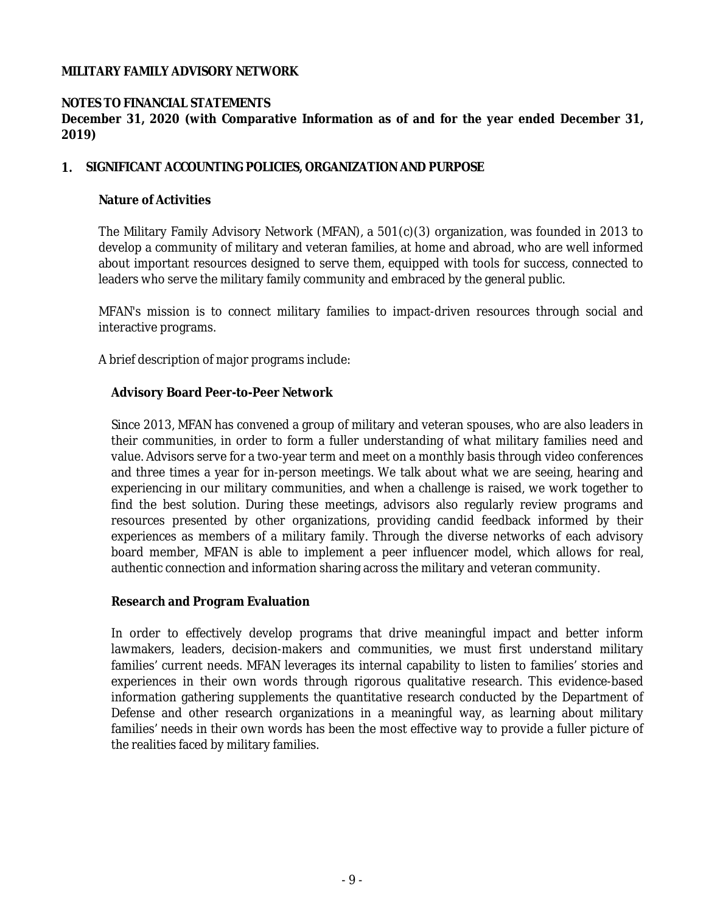**MILITARY FAMILY ADVISORY NETWORK**

**NOTES TO FINANCIAL STATEMENTS**
**December 31, 2020 (with Comparative Information as of and for the year ended December 31, 2019)**

## 1. SIGNIFICANT ACCOUNTING POLICIES, ORGANIZATION AND PURPOSE

### Nature of Activities

The Military Family Advisory Network (MFAN), a 501(c)(3) organization, was founded in 2013 to develop a community of military and veteran families, at home and abroad, who are well informed about important resources designed to serve them, equipped with tools for success, connected to leaders who serve the military family community and embraced by the general public.

MFAN's mission is to connect military families to impact-driven resources through social and interactive programs.

A brief description of major programs include:

#### Advisory Board Peer-to-Peer Network

Since 2013, MFAN has convened a group of military and veteran spouses, who are also leaders in their communities, in order to form a fuller understanding of what military families need and value. Advisors serve for a two-year term and meet on a monthly basis through video conferences and three times a year for in-person meetings. We talk about what we are seeing, hearing and experiencing in our military communities, and when a challenge is raised, we work together to find the best solution. During these meetings, advisors also regularly review programs and resources presented by other organizations, providing candid feedback informed by their experiences as members of a military family. Through the diverse networks of each advisory board member, MFAN is able to implement a peer influencer model, which allows for real, authentic connection and information sharing across the military and veteran community.

#### Research and Program Evaluation

In order to effectively develop programs that drive meaningful impact and better inform lawmakers, leaders, decision-makers and communities, we must first understand military families' current needs. MFAN leverages its internal capability to listen to families' stories and experiences in their own words through rigorous qualitative research. This evidence-based information gathering supplements the quantitative research conducted by the Department of Defense and other research organizations in a meaningful way, as learning about military families' needs in their own words has been the most effective way to provide a fuller picture of the realities faced by military families.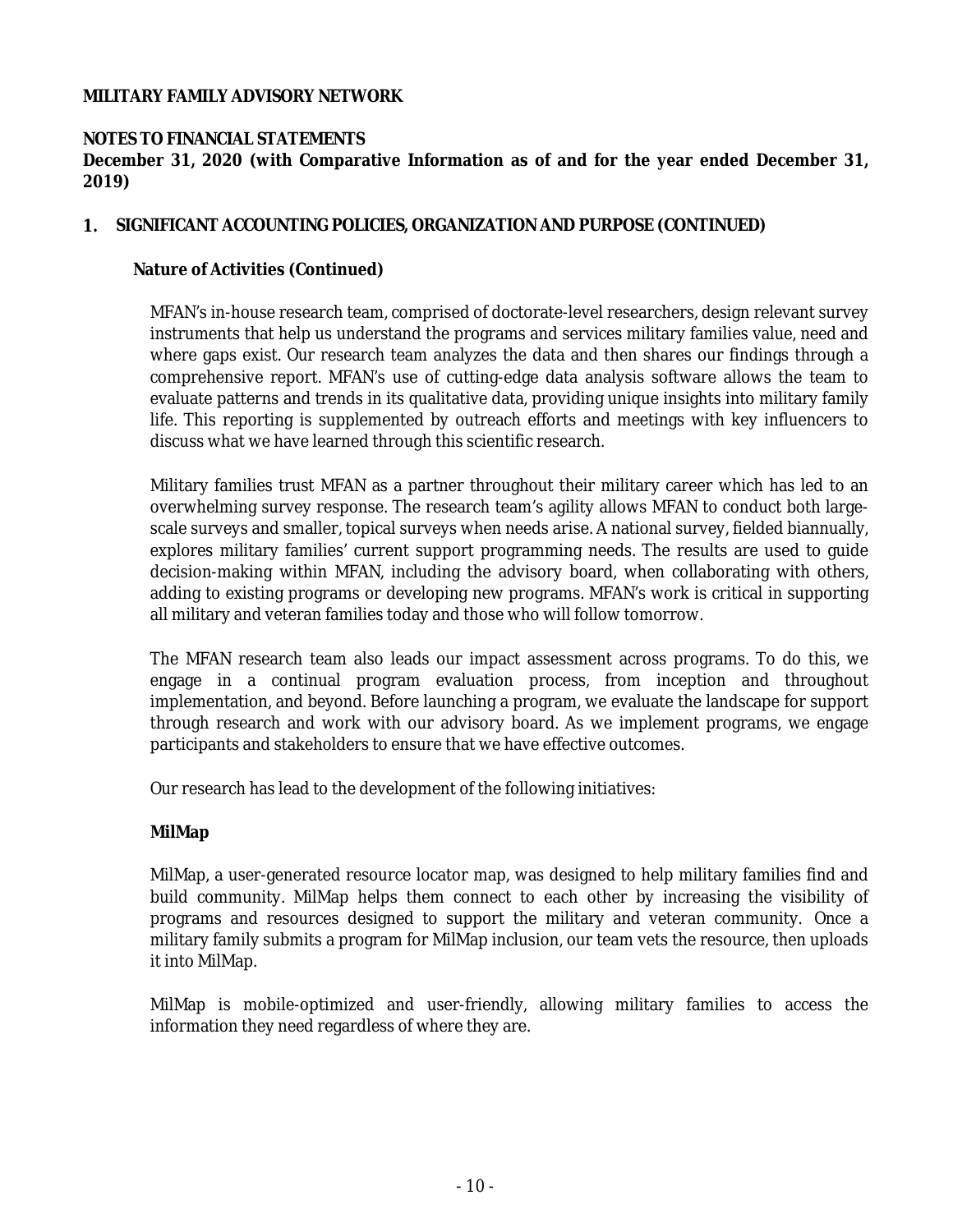**MILITARY FAMILY ADVISORY NETWORK**

**NOTES TO FINANCIAL STATEMENTS**
**December 31, 2020 (with Comparative Information as of and for the year ended December 31, 2019)**

## 1. SIGNIFICANT ACCOUNTING POLICIES, ORGANIZATION AND PURPOSE (CONTINUED)

### Nature of Activities (Continued)

MFAN's in-house research team, comprised of doctorate-level researchers, design relevant survey instruments that help us understand the programs and services military families value, need and where gaps exist. Our research team analyzes the data and then shares our findings through a comprehensive report. MFAN's use of cutting-edge data analysis software allows the team to evaluate patterns and trends in its qualitative data, providing unique insights into military family life. This reporting is supplemented by outreach efforts and meetings with key influencers to discuss what we have learned through this scientific research.

Military families trust MFAN as a partner throughout their military career which has led to an overwhelming survey response. The research team's agility allows MFAN to conduct both large-scale surveys and smaller, topical surveys when needs arise. A national survey, fielded biannually, explores military families' current support programming needs. The results are used to guide decision-making within MFAN, including the advisory board, when collaborating with others, adding to existing programs or developing new programs. MFAN's work is critical in supporting all military and veteran families today and those who will follow tomorrow.

The MFAN research team also leads our impact assessment across programs. To do this, we engage in a continual program evaluation process, from inception and throughout implementation, and beyond. Before launching a program, we evaluate the landscape for support through research and work with our advisory board. As we implement programs, we engage participants and stakeholders to ensure that we have effective outcomes.

Our research has lead to the development of the following initiatives:

**MilMap**

MilMap, a user-generated resource locator map, was designed to help military families find and build community. MilMap helps them connect to each other by increasing the visibility of programs and resources designed to support the military and veteran community. Once a military family submits a program for MilMap inclusion, our team vets the resource, then uploads it into MilMap.

MilMap is mobile-optimized and user-friendly, allowing military families to access the information they need regardless of where they are.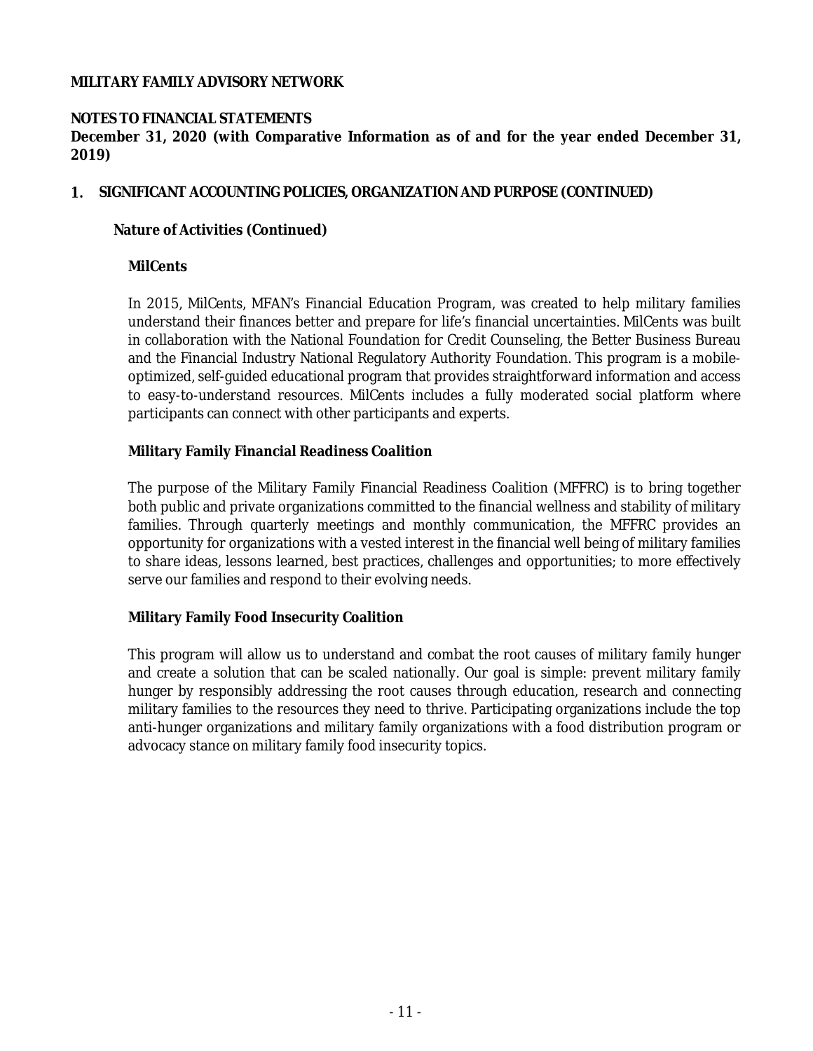**MILITARY FAMILY ADVISORY NETWORK**

**NOTES TO FINANCIAL STATEMENTS**
**December 31, 2020 (with Comparative Information as of and for the year ended December 31, 2019)**

## 1. SIGNIFICANT ACCOUNTING POLICIES, ORGANIZATION AND PURPOSE (CONTINUED)

### Nature of Activities (Continued)

**MilCents**

In 2015, MilCents, MFAN's Financial Education Program, was created to help military families understand their finances better and prepare for life's financial uncertainties. MilCents was built in collaboration with the National Foundation for Credit Counseling, the Better Business Bureau and the Financial Industry National Regulatory Authority Foundation. This program is a mobile-optimized, self-guided educational program that provides straightforward information and access to easy-to-understand resources. MilCents includes a fully moderated social platform where participants can connect with other participants and experts.

**Military Family Financial Readiness Coalition**

The purpose of the Military Family Financial Readiness Coalition (MFFRC) is to bring together both public and private organizations committed to the financial wellness and stability of military families. Through quarterly meetings and monthly communication, the MFFRC provides an opportunity for organizations with a vested interest in the financial well being of military families to share ideas, lessons learned, best practices, challenges and opportunities; to more effectively serve our families and respond to their evolving needs.

**Military Family Food Insecurity Coalition**

This program will allow us to understand and combat the root causes of military family hunger and create a solution that can be scaled nationally. Our goal is simple: prevent military family hunger by responsibly addressing the root causes through education, research and connecting military families to the resources they need to thrive. Participating organizations include the top anti-hunger organizations and military family organizations with a food distribution program or advocacy stance on military family food insecurity topics.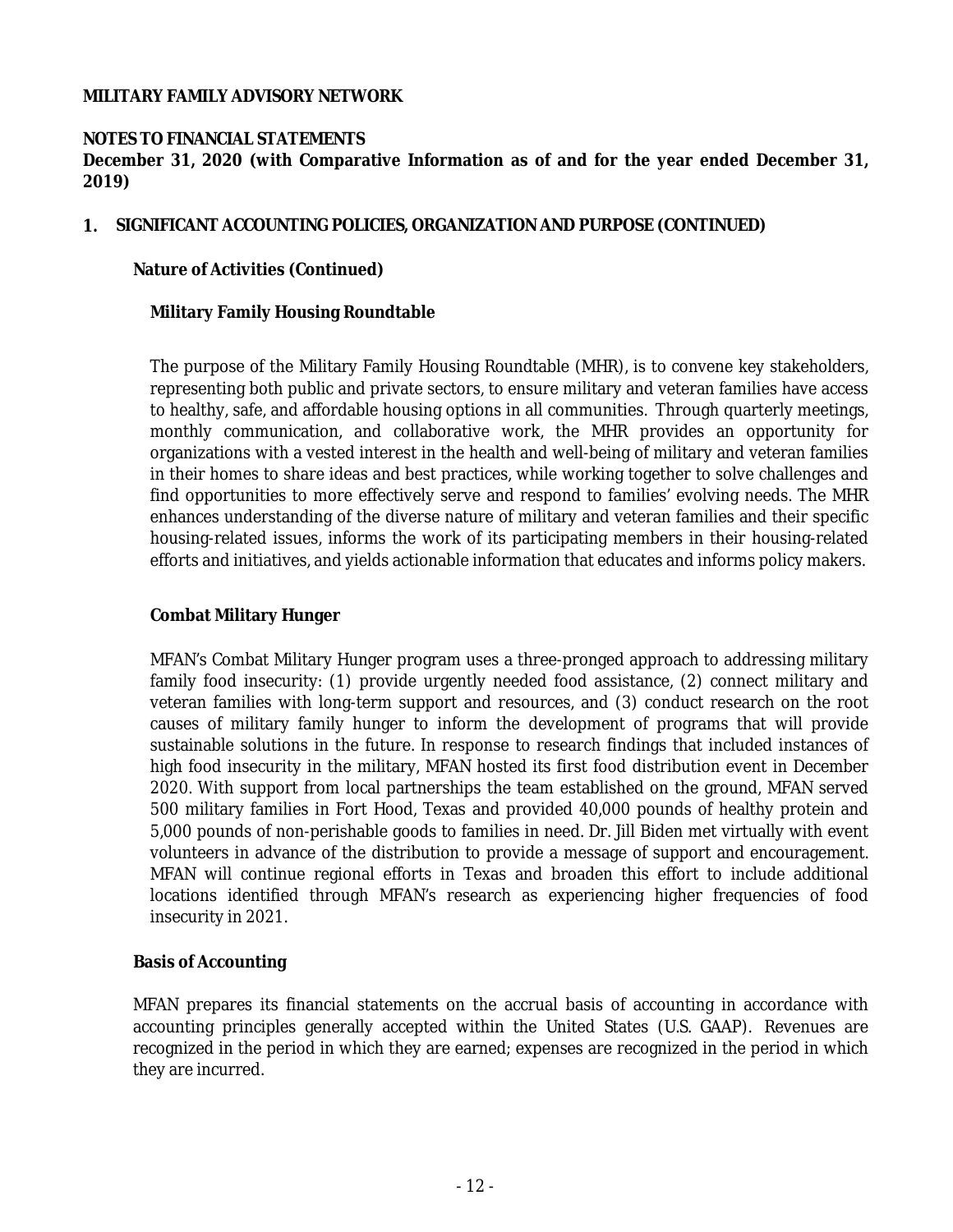**MILITARY FAMILY ADVISORY NETWORK**

**NOTES TO FINANCIAL STATEMENTS**
**December 31, 2020 (with Comparative Information as of and for the year ended December 31, 2019)**

## 1. SIGNIFICANT ACCOUNTING POLICIES, ORGANIZATION AND PURPOSE (CONTINUED)

### Nature of Activities (Continued)

#### Military Family Housing Roundtable

The purpose of the Military Family Housing Roundtable (MHR), is to convene key stakeholders, representing both public and private sectors, to ensure military and veteran families have access to healthy, safe, and affordable housing options in all communities. Through quarterly meetings, monthly communication, and collaborative work, the MHR provides an opportunity for organizations with a vested interest in the health and well-being of military and veteran families in their homes to share ideas and best practices, while working together to solve challenges and find opportunities to more effectively serve and respond to families' evolving needs. The MHR enhances understanding of the diverse nature of military and veteran families and their specific housing-related issues, informs the work of its participating members in their housing-related efforts and initiatives, and yields actionable information that educates and informs policy makers.

#### Combat Military Hunger

MFAN's Combat Military Hunger program uses a three-pronged approach to addressing military family food insecurity: (1) provide urgently needed food assistance, (2) connect military and veteran families with long-term support and resources, and (3) conduct research on the root causes of military family hunger to inform the development of programs that will provide sustainable solutions in the future. In response to research findings that included instances of high food insecurity in the military, MFAN hosted its first food distribution event in December 2020. With support from local partnerships the team established on the ground, MFAN served 500 military families in Fort Hood, Texas and provided 40,000 pounds of healthy protein and 5,000 pounds of non-perishable goods to families in need. Dr. Jill Biden met virtually with event volunteers in advance of the distribution to provide a message of support and encouragement. MFAN will continue regional efforts in Texas and broaden this effort to include additional locations identified through MFAN's research as experiencing higher frequencies of food insecurity in 2021.

### Basis of Accounting

MFAN prepares its financial statements on the accrual basis of accounting in accordance with accounting principles generally accepted within the United States (U.S. GAAP). Revenues are recognized in the period in which they are earned; expenses are recognized in the period in which they are incurred.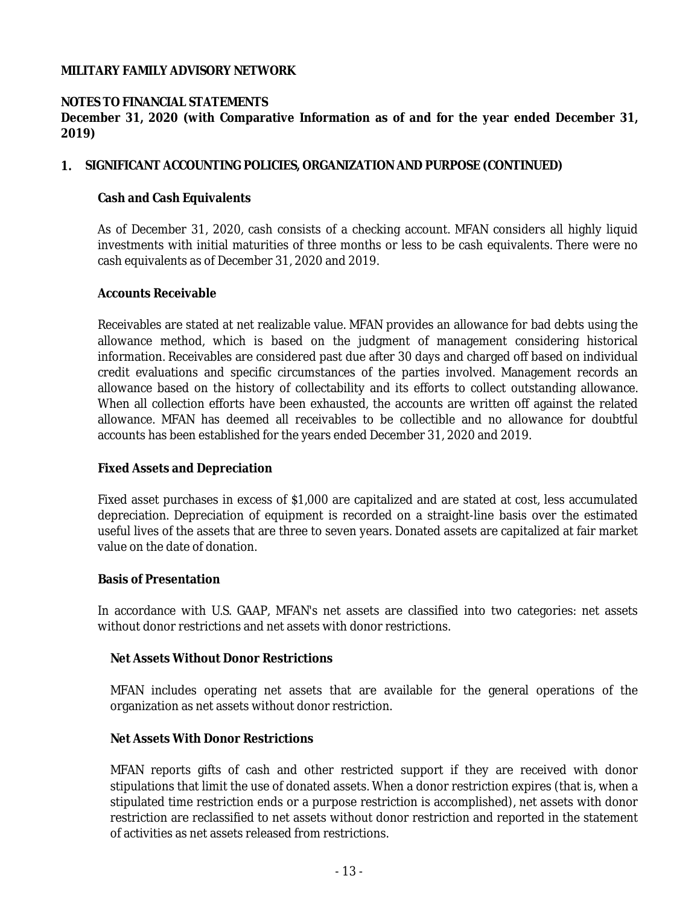**MILITARY FAMILY ADVISORY NETWORK**

**NOTES TO FINANCIAL STATEMENTS**
**December 31, 2020 (with Comparative Information as of and for the year ended December 31, 2019)**

## 1. SIGNIFICANT ACCOUNTING POLICIES, ORGANIZATION AND PURPOSE (CONTINUED)

### Cash and Cash Equivalents

As of December 31, 2020, cash consists of a checking account. MFAN considers all highly liquid investments with initial maturities of three months or less to be cash equivalents. There were no cash equivalents as of December 31, 2020 and 2019.

### Accounts Receivable

Receivables are stated at net realizable value. MFAN provides an allowance for bad debts using the allowance method, which is based on the judgment of management considering historical information. Receivables are considered past due after 30 days and charged off based on individual credit evaluations and specific circumstances of the parties involved. Management records an allowance based on the history of collectability and its efforts to collect outstanding allowance. When all collection efforts have been exhausted, the accounts are written off against the related allowance. MFAN has deemed all receivables to be collectible and no allowance for doubtful accounts has been established for the years ended December 31, 2020 and 2019.

### Fixed Assets and Depreciation

Fixed asset purchases in excess of $1,000 are capitalized and are stated at cost, less accumulated depreciation. Depreciation of equipment is recorded on a straight-line basis over the estimated useful lives of the assets that are three to seven years. Donated assets are capitalized at fair market value on the date of donation.

### Basis of Presentation

In accordance with U.S. GAAP, MFAN's net assets are classified into two categories: net assets without donor restrictions and net assets with donor restrictions.

#### Net Assets Without Donor Restrictions

MFAN includes operating net assets that are available for the general operations of the organization as net assets without donor restriction.

#### Net Assets With Donor Restrictions

MFAN reports gifts of cash and other restricted support if they are received with donor stipulations that limit the use of donated assets. When a donor restriction expires (that is, when a stipulated time restriction ends or a purpose restriction is accomplished), net assets with donor restriction are reclassified to net assets without donor restriction and reported in the statement of activities as net assets released from restrictions.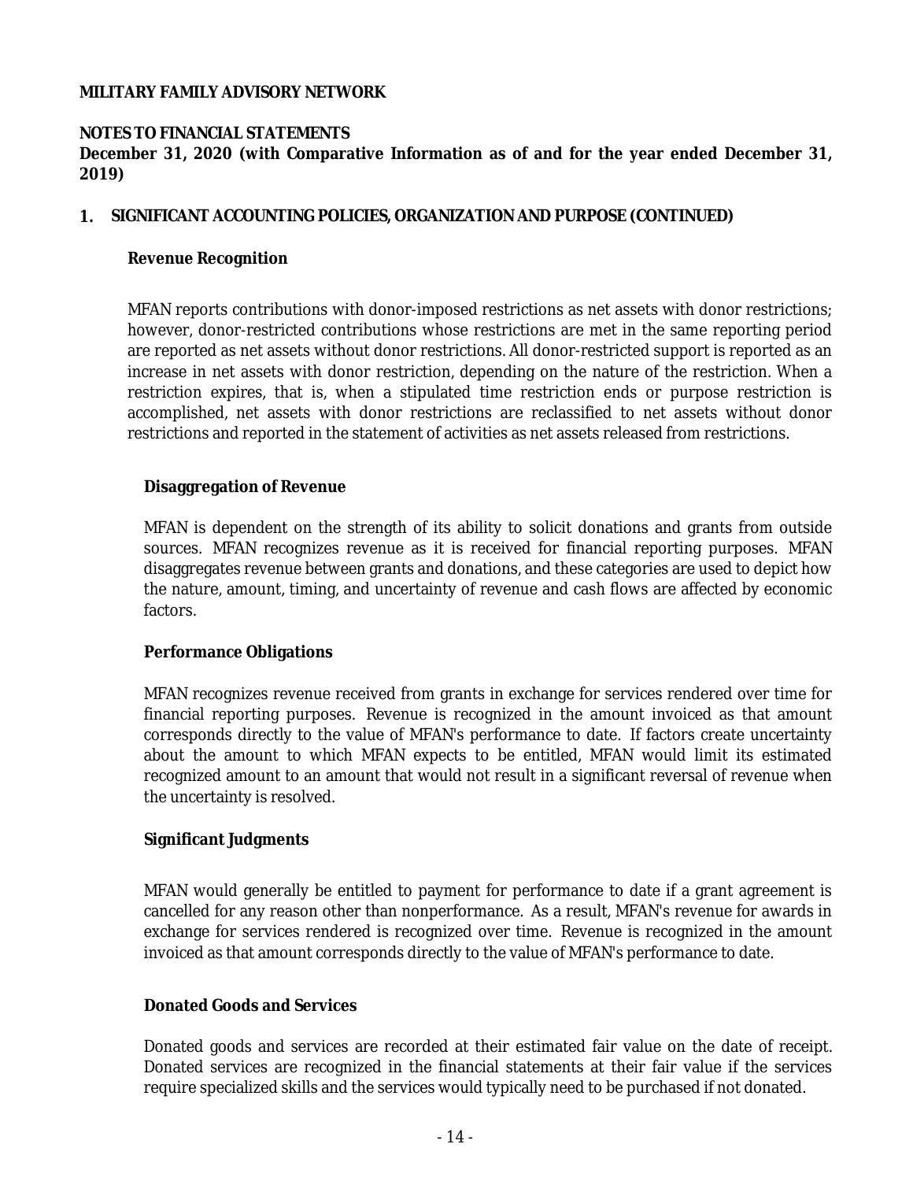**MILITARY FAMILY ADVISORY NETWORK**

**NOTES TO FINANCIAL STATEMENTS**
**December 31, 2020 (with Comparative Information as of and for the year ended December 31, 2019)**

## 1. SIGNIFICANT ACCOUNTING POLICIES, ORGANIZATION AND PURPOSE (CONTINUED)

### Revenue Recognition

MFAN reports contributions with donor-imposed restrictions as net assets with donor restrictions; however, donor-restricted contributions whose restrictions are met in the same reporting period are reported as net assets without donor restrictions. All donor-restricted support is reported as an increase in net assets with donor restriction, depending on the nature of the restriction. When a restriction expires, that is, when a stipulated time restriction ends or purpose restriction is accomplished, net assets with donor restrictions are reclassified to net assets without donor restrictions and reported in the statement of activities as net assets released from restrictions.

#### Disaggregation of Revenue

MFAN is dependent on the strength of its ability to solicit donations and grants from outside sources. MFAN recognizes revenue as it is received for financial reporting purposes. MFAN disaggregates revenue between grants and donations, and these categories are used to depict how the nature, amount, timing, and uncertainty of revenue and cash flows are affected by economic factors.

#### Performance Obligations

MFAN recognizes revenue received from grants in exchange for services rendered over time for financial reporting purposes. Revenue is recognized in the amount invoiced as that amount corresponds directly to the value of MFAN's performance to date. If factors create uncertainty about the amount to which MFAN expects to be entitled, MFAN would limit its estimated recognized amount to an amount that would not result in a significant reversal of revenue when the uncertainty is resolved.

#### Significant Judgments

MFAN would generally be entitled to payment for performance to date if a grant agreement is cancelled for any reason other than nonperformance. As a result, MFAN's revenue for awards in exchange for services rendered is recognized over time. Revenue is recognized in the amount invoiced as that amount corresponds directly to the value of MFAN's performance to date.

#### Donated Goods and Services

Donated goods and services are recorded at their estimated fair value on the date of receipt. Donated services are recognized in the financial statements at their fair value if the services require specialized skills and the services would typically need to be purchased if not donated.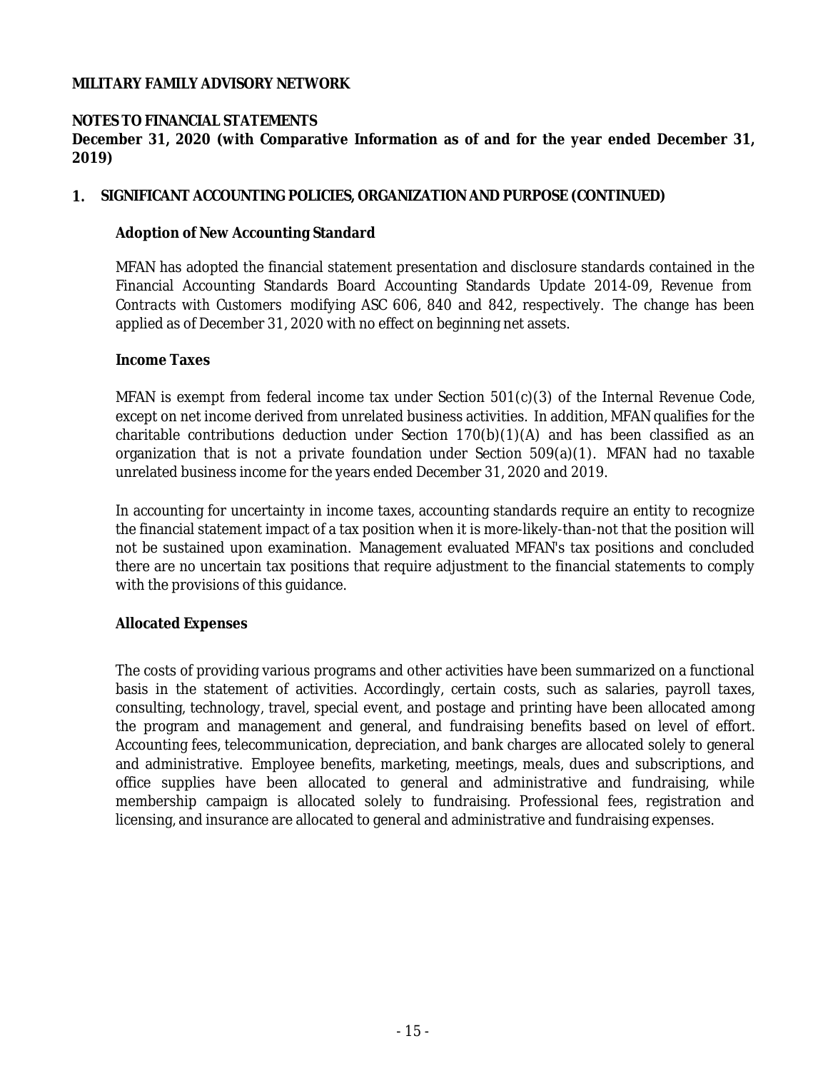**MILITARY FAMILY ADVISORY NETWORK**

**NOTES TO FINANCIAL STATEMENTS**
**December 31, 2020 (with Comparative Information as of and for the year ended December 31, 2019)**

## 1. SIGNIFICANT ACCOUNTING POLICIES, ORGANIZATION AND PURPOSE (CONTINUED)

### Adoption of New Accounting Standard

MFAN has adopted the financial statement presentation and disclosure standards contained in the Financial Accounting Standards Board Accounting Standards Update 2014-09, *Revenue from Contracts with Customers* modifying ASC 606, 840 and 842, respectively. The change has been applied as of December 31, 2020 with no effect on beginning net assets.

### Income Taxes

MFAN is exempt from federal income tax under Section 501(c)(3) of the Internal Revenue Code, except on net income derived from unrelated business activities. In addition, MFAN qualifies for the charitable contributions deduction under Section 170(b)(1)(A) and has been classified as an organization that is not a private foundation under Section 509(a)(1). MFAN had no taxable unrelated business income for the years ended December 31, 2020 and 2019.

In accounting for uncertainty in income taxes, accounting standards require an entity to recognize the financial statement impact of a tax position when it is more-likely-than-not that the position will not be sustained upon examination. Management evaluated MFAN's tax positions and concluded there are no uncertain tax positions that require adjustment to the financial statements to comply with the provisions of this guidance.

### Allocated Expenses

The costs of providing various programs and other activities have been summarized on a functional basis in the statement of activities. Accordingly, certain costs, such as salaries, payroll taxes, consulting, technology, travel, special event, and postage and printing have been allocated among the program and management and general, and fundraising benefits based on level of effort. Accounting fees, telecommunication, depreciation, and bank charges are allocated solely to general and administrative. Employee benefits, marketing, meetings, meals, dues and subscriptions, and office supplies have been allocated to general and administrative and fundraising, while membership campaign is allocated solely to fundraising. Professional fees, registration and licensing, and insurance are allocated to general and administrative and fundraising expenses.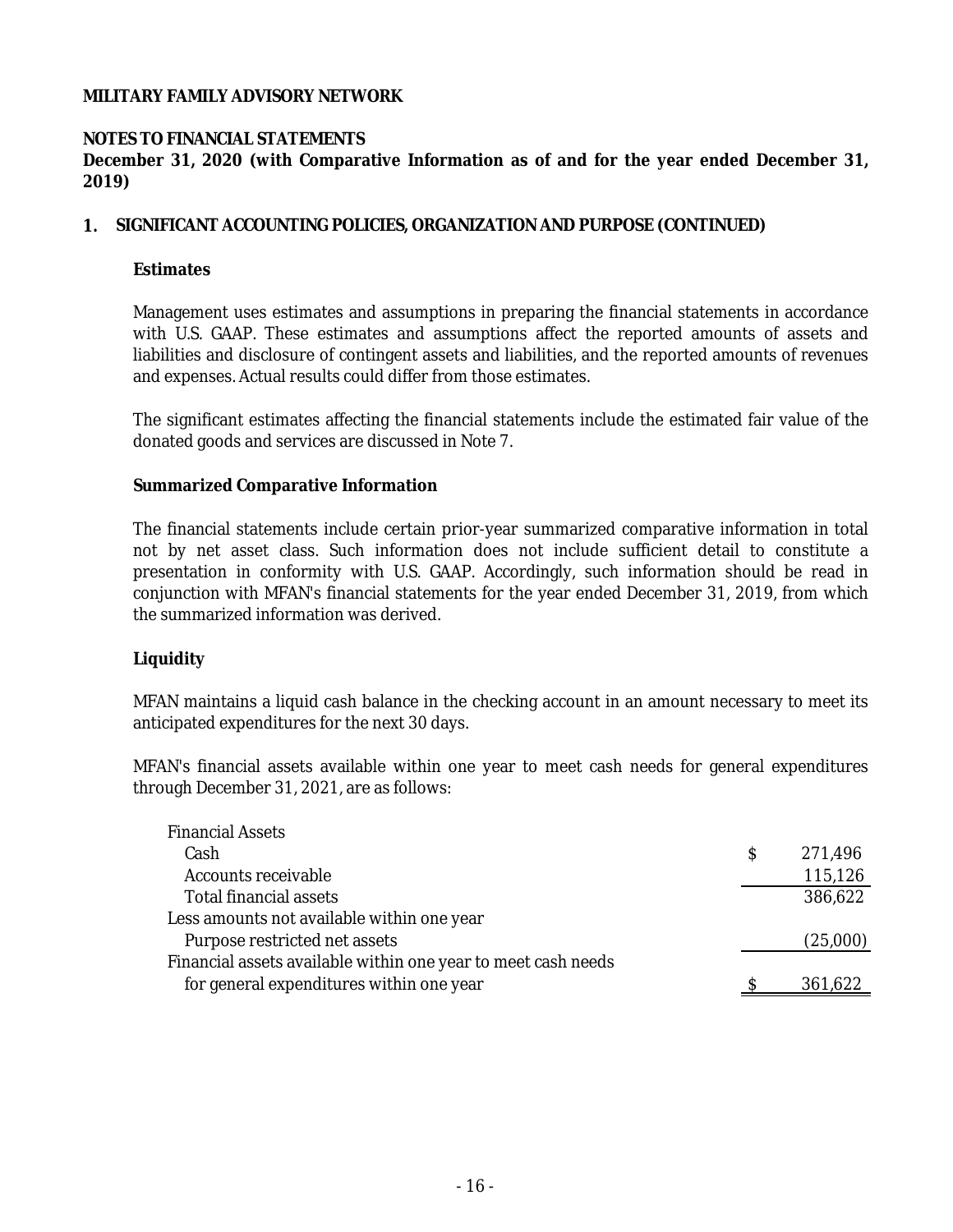**MILITARY FAMILY ADVISORY NETWORK**

**NOTES TO FINANCIAL STATEMENTS**
**December 31, 2020 (with Comparative Information as of and for the year ended December 31, 2019)**

## 1. SIGNIFICANT ACCOUNTING POLICIES, ORGANIZATION AND PURPOSE (CONTINUED)

### Estimates

Management uses estimates and assumptions in preparing the financial statements in accordance with U.S. GAAP. These estimates and assumptions affect the reported amounts of assets and liabilities and disclosure of contingent assets and liabilities, and the reported amounts of revenues and expenses. Actual results could differ from those estimates.

The significant estimates affecting the financial statements include the estimated fair value of the donated goods and services are discussed in Note 7.

### Summarized Comparative Information

The financial statements include certain prior-year summarized comparative information in total not by net asset class. Such information does not include sufficient detail to constitute a presentation in conformity with U.S. GAAP. Accordingly, such information should be read in conjunction with MFAN's financial statements for the year ended December 31, 2019, from which the summarized information was derived.

### Liquidity

MFAN maintains a liquid cash balance in the checking account in an amount necessary to meet its anticipated expenditures for the next 30 days.

MFAN's financial assets available within one year to meet cash needs for general expenditures through December 31, 2021, are as follows:

| | |
|---|---|
| Financial Assets | |
| Cash | $ 271,496 |
| Accounts receivable | 115,126 |
| Total financial assets | 386,622 |
| Less amounts not available within one year | |
| Purpose restricted net assets | (25,000) |
| Financial assets available within one year to meet cash needs for general expenditures within one year | $ 361,622 |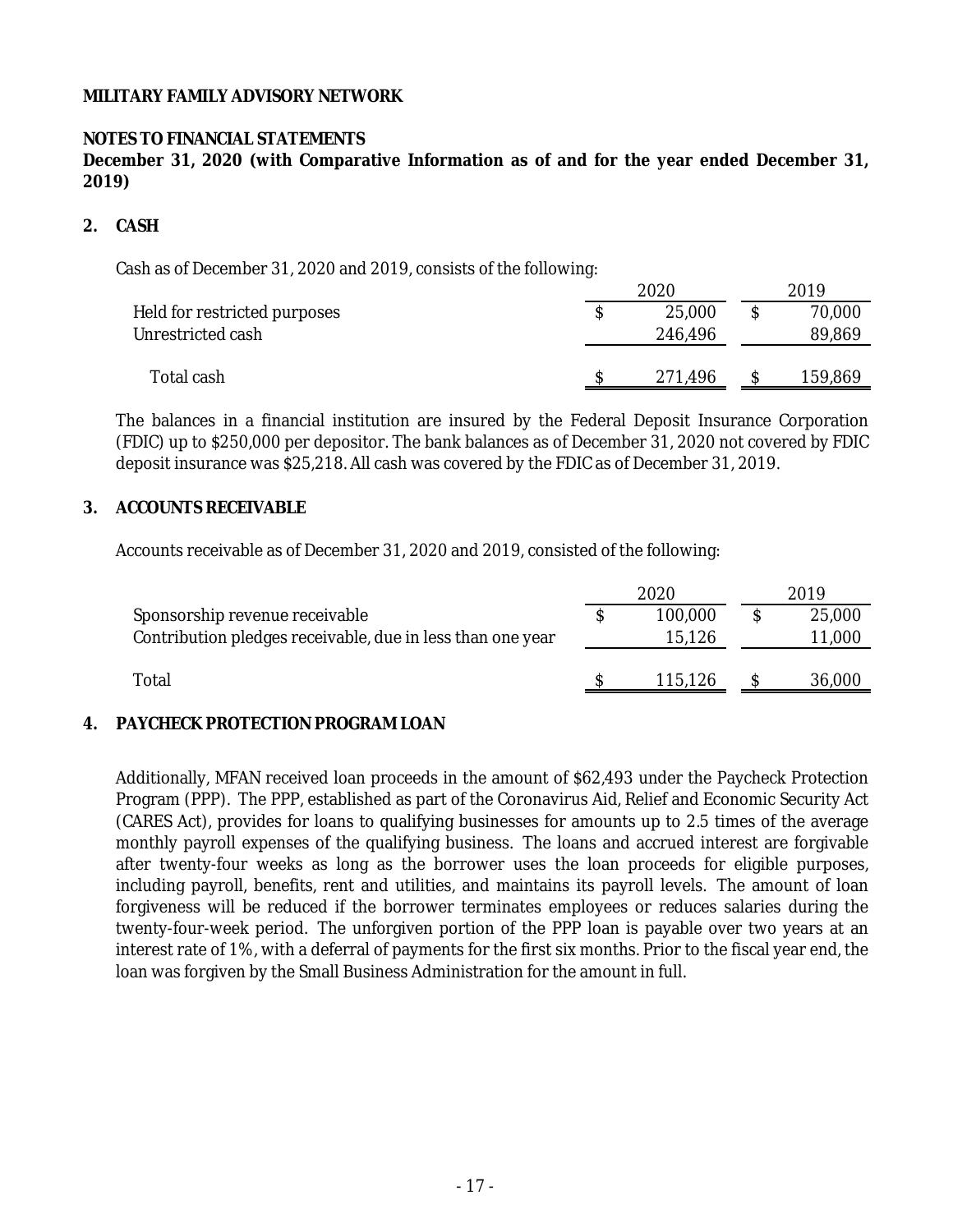**MILITARY FAMILY ADVISORY NETWORK**

**NOTES TO FINANCIAL STATEMENTS**
**December 31, 2020 (with Comparative Information as of and for the year ended December 31, 2019)**

## 2. CASH

Cash as of December 31, 2020 and 2019, consists of the following:

| | 2020 | 2019 |
|---|---|---|
| Held for restricted purposes | $ 25,000 | $ 70,000 |
| Unrestricted cash | 246,496 | 89,869 |
| Total cash | $ 271,496 | $ 159,869 |

The balances in a financial institution are insured by the Federal Deposit Insurance Corporation (FDIC) up to $250,000 per depositor. The bank balances as of December 31, 2020 not covered by FDIC deposit insurance was $25,218. All cash was covered by the FDIC as of December 31, 2019.

## 3. ACCOUNTS RECEIVABLE

Accounts receivable as of December 31, 2020 and 2019, consisted of the following:

| | 2020 | 2019 |
|---|---|---|
| Sponsorship revenue receivable | $ 100,000 | $ 25,000 |
| Contribution pledges receivable, due in less than one year | 15,126 | 11,000 |
| Total | $ 115,126 | $ 36,000 |

## 4. PAYCHECK PROTECTION PROGRAM LOAN

Additionally, MFAN received loan proceeds in the amount of $62,493 under the Paycheck Protection Program (PPP). The PPP, established as part of the Coronavirus Aid, Relief and Economic Security Act (CARES Act), provides for loans to qualifying businesses for amounts up to 2.5 times of the average monthly payroll expenses of the qualifying business. The loans and accrued interest are forgivable after twenty-four weeks as long as the borrower uses the loan proceeds for eligible purposes, including payroll, benefits, rent and utilities, and maintains its payroll levels. The amount of loan forgiveness will be reduced if the borrower terminates employees or reduces salaries during the twenty-four-week period. The unforgiven portion of the PPP loan is payable over two years at an interest rate of 1%, with a deferral of payments for the first six months. Prior to the fiscal year end, the loan was forgiven by the Small Business Administration for the amount in full.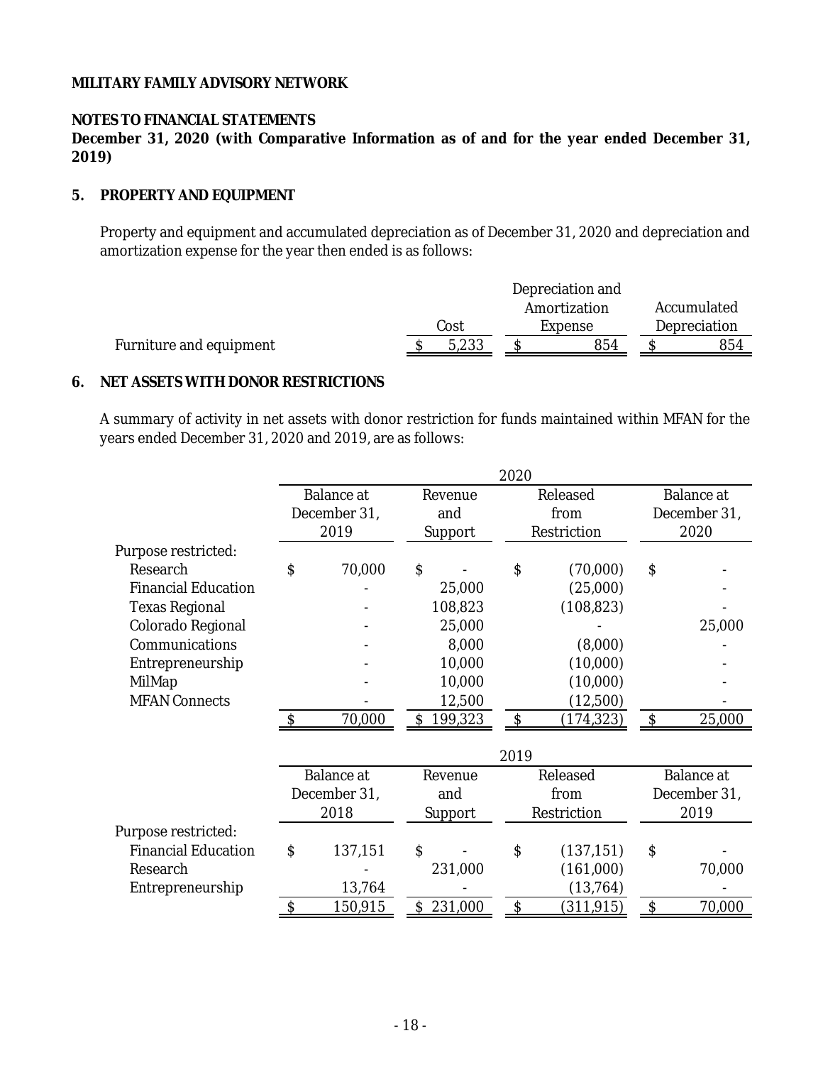**MILITARY FAMILY ADVISORY NETWORK**

**NOTES TO FINANCIAL STATEMENTS**
**December 31, 2020 (with Comparative Information as of and for the year ended December 31, 2019)**

## 5. PROPERTY AND EQUIPMENT

Property and equipment and accumulated depreciation as of December 31, 2020 and depreciation and amortization expense for the year then ended is as follows:

| | Cost | Depreciation and Amortization Expense | Accumulated Depreciation |
|---|---|---|---|
| Furniture and equipment | $ 5,233 | $ 854 | $ 854 |

## 6. NET ASSETS WITH DONOR RESTRICTIONS

A summary of activity in net assets with donor restriction for funds maintained within MFAN for the years ended December 31, 2020 and 2019, are as follows:

| | 2020 | | | |
|---|---|---|---|---|
| | Balance at December 31, 2019 | Revenue and Support | Released from Restriction | Balance at December 31, 2020 |
| Purpose restricted: | | | | |
| Research | $ 70,000 | $ - | $ (70,000) | $ - |
| Financial Education | - | 25,000 | (25,000) | - |
| Texas Regional | - | 108,823 | (108,823) | - |
| Colorado Regional | - | 25,000 | - | 25,000 |
| Communications | - | 8,000 | (8,000) | - |
| Entrepreneurship | - | 10,000 | (10,000) | - |
| MilMap | - | 10,000 | (10,000) | - |
| MFAN Connects | - | 12,500 | (12,500) | - |
| | $ 70,000 | $ 199,323 | $ (174,323) | $ 25,000 |

| | 2019 | | | |
|---|---|---|---|---|
| | Balance at December 31, 2018 | Revenue and Support | Released from Restriction | Balance at December 31, 2019 |
| Purpose restricted: | | | | |
| Financial Education | $ 137,151 | $ - | $ (137,151) | $ - |
| Research | - | 231,000 | (161,000) | 70,000 |
| Entrepreneurship | 13,764 | - | (13,764) | - |
| | $ 150,915 | $ 231,000 | $ (311,915) | $ 70,000 |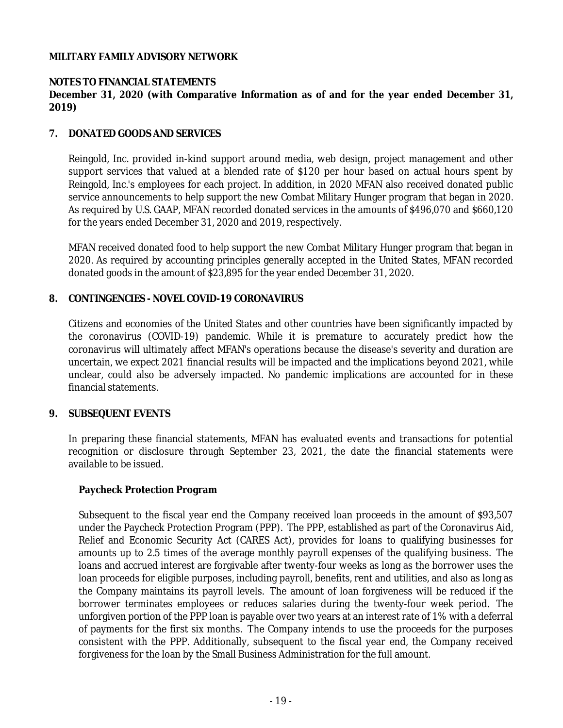**MILITARY FAMILY ADVISORY NETWORK**

**NOTES TO FINANCIAL STATEMENTS**
**December 31, 2020 (with Comparative Information as of and for the year ended December 31, 2019)**

## 7. DONATED GOODS AND SERVICES

Reingold, Inc. provided in-kind support around media, web design, project management and other support services that valued at a blended rate of $120 per hour based on actual hours spent by Reingold, Inc.'s employees for each project. In addition, in 2020 MFAN also received donated public service announcements to help support the new Combat Military Hunger program that began in 2020. As required by U.S. GAAP, MFAN recorded donated services in the amounts of $496,070 and $660,120 for the years ended December 31, 2020 and 2019, respectively.

MFAN received donated food to help support the new Combat Military Hunger program that began in 2020. As required by accounting principles generally accepted in the United States, MFAN recorded donated goods in the amount of $23,895 for the year ended December 31, 2020.

## 8. CONTINGENCIES - NOVEL COVID-19 CORONAVIRUS

Citizens and economies of the United States and other countries have been significantly impacted by the coronavirus (COVID-19) pandemic. While it is premature to accurately predict how the coronavirus will ultimately affect MFAN's operations because the disease's severity and duration are uncertain, we expect 2021 financial results will be impacted and the implications beyond 2021, while unclear, could also be adversely impacted. No pandemic implications are accounted for in these financial statements.

## 9. SUBSEQUENT EVENTS

In preparing these financial statements, MFAN has evaluated events and transactions for potential recognition or disclosure through September 23, 2021, the date the financial statements were available to be issued.

### Paycheck Protection Program

Subsequent to the fiscal year end the Company received loan proceeds in the amount of $93,507 under the Paycheck Protection Program (PPP). The PPP, established as part of the Coronavirus Aid, Relief and Economic Security Act (CARES Act), provides for loans to qualifying businesses for amounts up to 2.5 times of the average monthly payroll expenses of the qualifying business. The loans and accrued interest are forgivable after twenty-four weeks as long as the borrower uses the loan proceeds for eligible purposes, including payroll, benefits, rent and utilities, and also as long as the Company maintains its payroll levels. The amount of loan forgiveness will be reduced if the borrower terminates employees or reduces salaries during the twenty-four week period. The unforgiven portion of the PPP loan is payable over two years at an interest rate of 1% with a deferral of payments for the first six months. The Company intends to use the proceeds for the purposes consistent with the PPP. Additionally, subsequent to the fiscal year end, the Company received forgiveness for the loan by the Small Business Administration for the full amount.